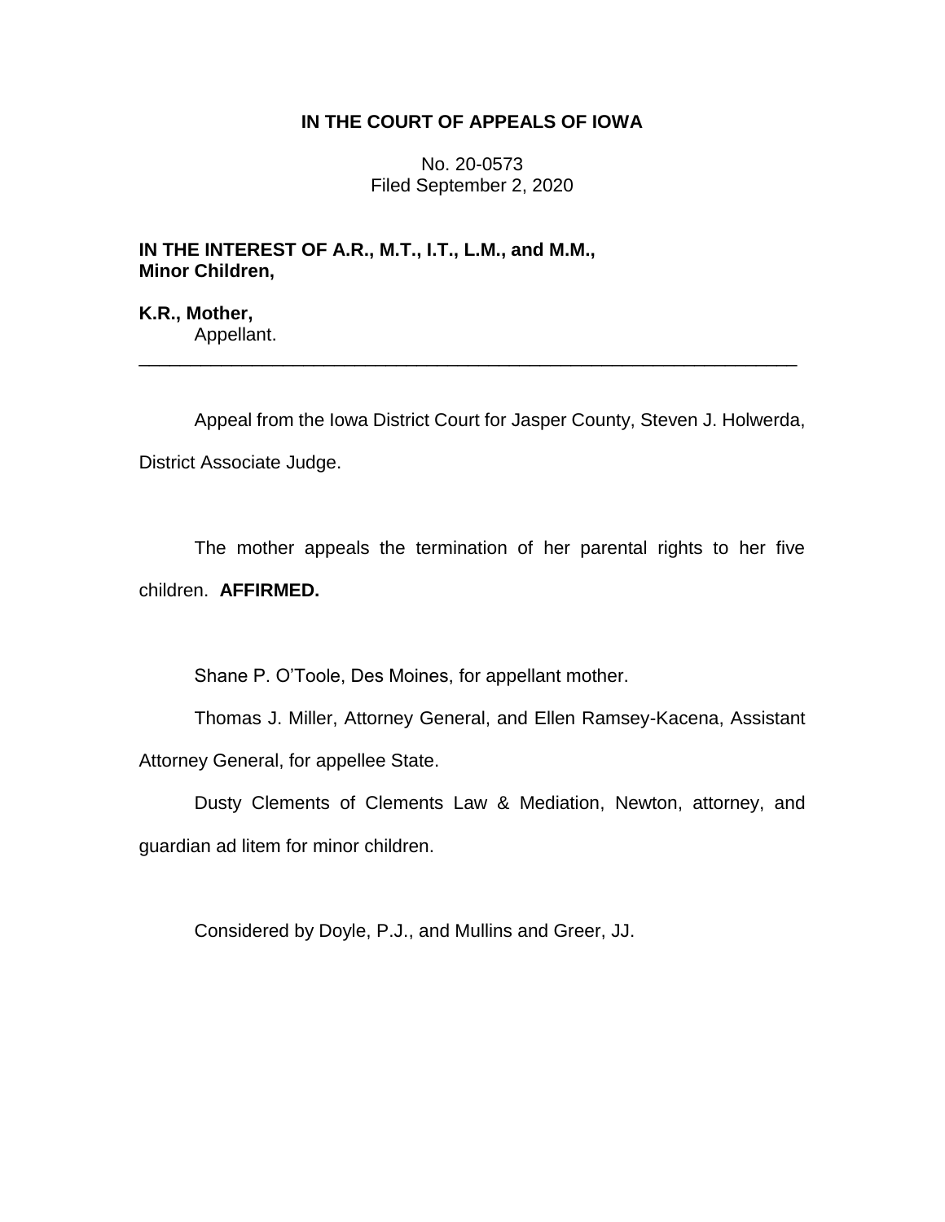# IN THE COURT OF APPEALS OF IOWA

No. 20-0573
Filed September 2, 2020

**IN THE INTEREST OF A.R., M.T., I.T., L.M., and M.M., Minor Children,**

**K.R., Mother,**
Appellant.

---

Appeal from the Iowa District Court for Jasper County, Steven J. Holwerda, District Associate Judge.

The mother appeals the termination of her parental rights to her five children. **AFFIRMED.**

Shane P. O'Toole, Des Moines, for appellant mother.

Thomas J. Miller, Attorney General, and Ellen Ramsey-Kacena, Assistant Attorney General, for appellee State.

Dusty Clements of Clements Law & Mediation, Newton, attorney, and guardian ad litem for minor children.

Considered by Doyle, P.J., and Mullins and Greer, JJ.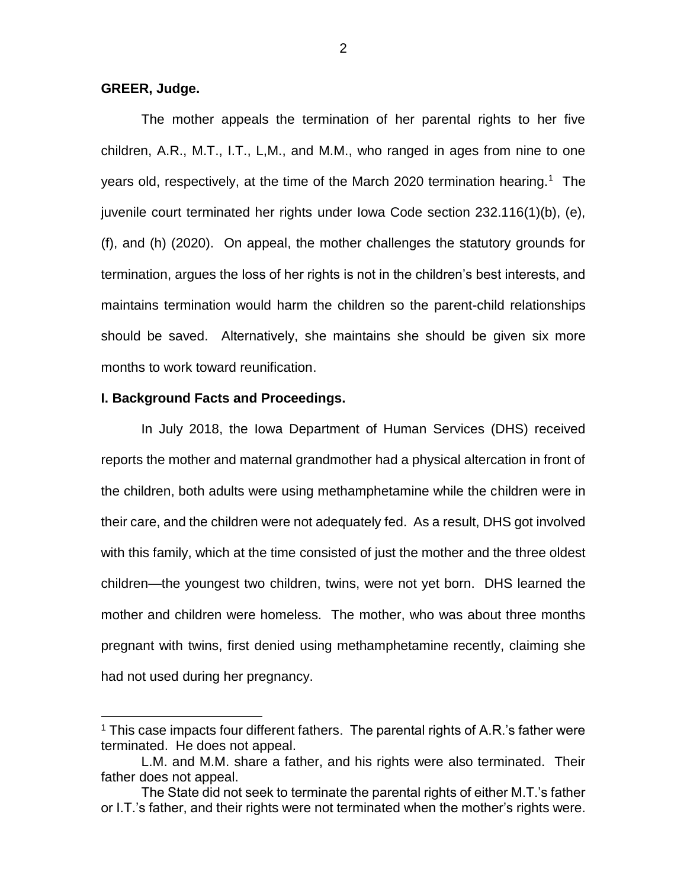**GREER, Judge.**

The mother appeals the termination of her parental rights to her five children, A.R., M.T., I.T., L,M., and M.M., who ranged in ages from nine to one years old, respectively, at the time of the March 2020 termination hearing.[1] The juvenile court terminated her rights under Iowa Code section 232.116(1)(b), (e), (f), and (h) (2020). On appeal, the mother challenges the statutory grounds for termination, argues the loss of her rights is not in the children's best interests, and maintains termination would harm the children so the parent-child relationships should be saved. Alternatively, she maintains she should be given six more months to work toward reunification.

**I. Background Facts and Proceedings.**

In July 2018, the Iowa Department of Human Services (DHS) received reports the mother and maternal grandmother had a physical altercation in front of the children, both adults were using methamphetamine while the children were in their care, and the children were not adequately fed. As a result, DHS got involved with this family, which at the time consisted of just the mother and the three oldest children—the youngest two children, twins, were not yet born. DHS learned the mother and children were homeless. The mother, who was about three months pregnant with twins, first denied using methamphetamine recently, claiming she had not used during her pregnancy.

---

[1] This case impacts four different fathers. The parental rights of A.R.'s father were terminated. He does not appeal.

L.M. and M.M. share a father, and his rights were also terminated. Their father does not appeal.

The State did not seek to terminate the parental rights of either M.T.'s father or I.T.'s father, and their rights were not terminated when the mother's rights were.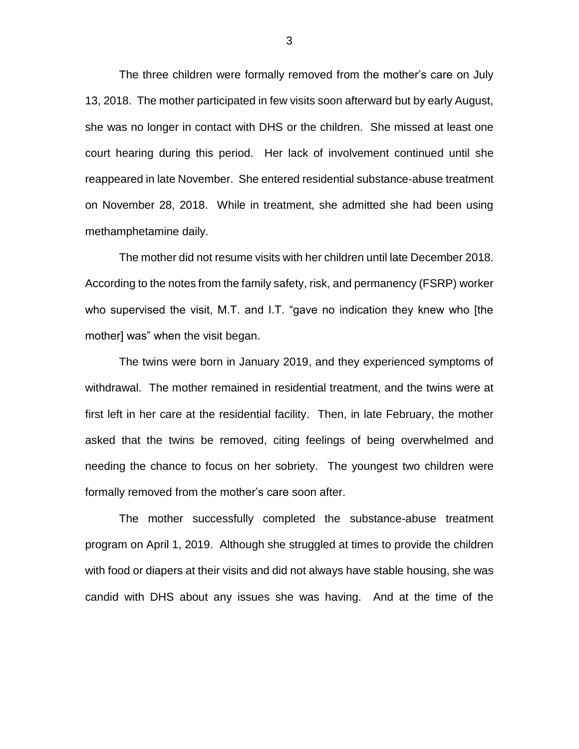The three children were formally removed from the mother's care on July 13, 2018. The mother participated in few visits soon afterward but by early August, she was no longer in contact with DHS or the children. She missed at least one court hearing during this period. Her lack of involvement continued until she reappeared in late November. She entered residential substance-abuse treatment on November 28, 2018. While in treatment, she admitted she had been using methamphetamine daily.

The mother did not resume visits with her children until late December 2018. According to the notes from the family safety, risk, and permanency (FSRP) worker who supervised the visit, M.T. and I.T. "gave no indication they knew who [the mother] was" when the visit began.

The twins were born in January 2019, and they experienced symptoms of withdrawal. The mother remained in residential treatment, and the twins were at first left in her care at the residential facility. Then, in late February, the mother asked that the twins be removed, citing feelings of being overwhelmed and needing the chance to focus on her sobriety. The youngest two children were formally removed from the mother's care soon after.

The mother successfully completed the substance-abuse treatment program on April 1, 2019. Although she struggled at times to provide the children with food or diapers at their visits and did not always have stable housing, she was candid with DHS about any issues she was having. And at the time of the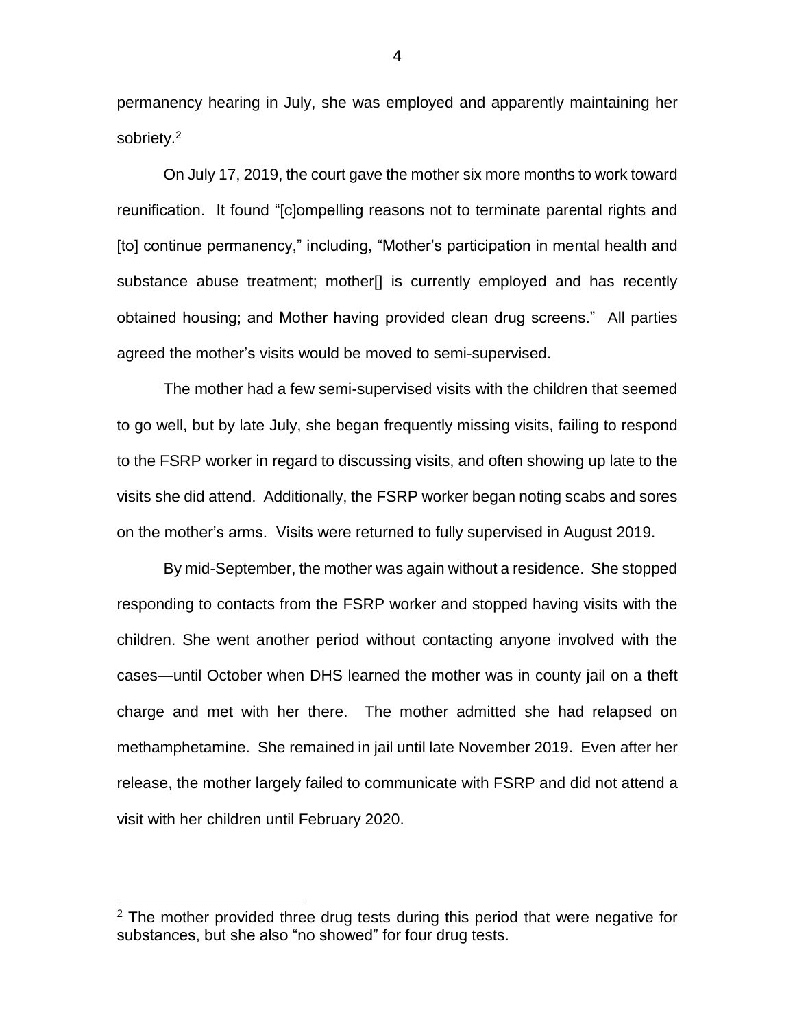permanency hearing in July, she was employed and apparently maintaining her sobriety.[2]

On July 17, 2019, the court gave the mother six more months to work toward reunification. It found "[c]ompelling reasons not to terminate parental rights and [to] continue permanency," including, "Mother's participation in mental health and substance abuse treatment; mother[] is currently employed and has recently obtained housing; and Mother having provided clean drug screens." All parties agreed the mother's visits would be moved to semi-supervised.

The mother had a few semi-supervised visits with the children that seemed to go well, but by late July, she began frequently missing visits, failing to respond to the FSRP worker in regard to discussing visits, and often showing up late to the visits she did attend. Additionally, the FSRP worker began noting scabs and sores on the mother's arms. Visits were returned to fully supervised in August 2019.

By mid-September, the mother was again without a residence. She stopped responding to contacts from the FSRP worker and stopped having visits with the children. She went another period without contacting anyone involved with the cases—until October when DHS learned the mother was in county jail on a theft charge and met with her there. The mother admitted she had relapsed on methamphetamine. She remained in jail until late November 2019. Even after her release, the mother largely failed to communicate with FSRP and did not attend a visit with her children until February 2020.

[2] The mother provided three drug tests during this period that were negative for substances, but she also "no showed" for four drug tests.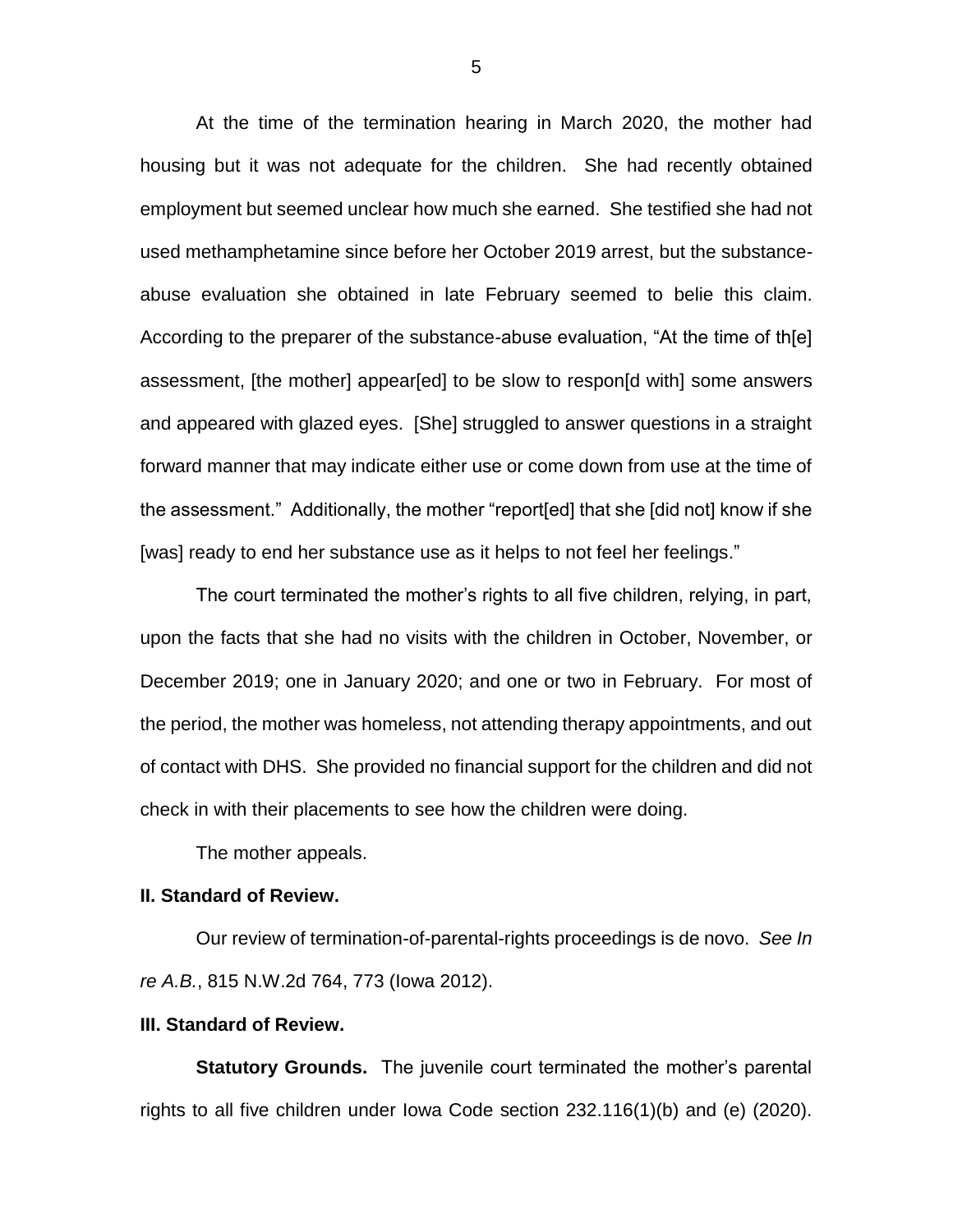At the time of the termination hearing in March 2020, the mother had housing but it was not adequate for the children. She had recently obtained employment but seemed unclear how much she earned. She testified she had not used methamphetamine since before her October 2019 arrest, but the substance-abuse evaluation she obtained in late February seemed to belie this claim. According to the preparer of the substance-abuse evaluation, "At the time of th[e] assessment, [the mother] appear[ed] to be slow to respon[d with] some answers and appeared with glazed eyes. [She] struggled to answer questions in a straight forward manner that may indicate either use or come down from use at the time of the assessment." Additionally, the mother "report[ed] that she [did not] know if she [was] ready to end her substance use as it helps to not feel her feelings."

The court terminated the mother's rights to all five children, relying, in part, upon the facts that she had no visits with the children in October, November, or December 2019; one in January 2020; and one or two in February. For most of the period, the mother was homeless, not attending therapy appointments, and out of contact with DHS. She provided no financial support for the children and did not check in with their placements to see how the children were doing.

The mother appeals.

**II. Standard of Review.**

Our review of termination-of-parental-rights proceedings is de novo. *See In re A.B.*, 815 N.W.2d 764, 773 (Iowa 2012).

**III. Standard of Review.**

**Statutory Grounds.** The juvenile court terminated the mother's parental rights to all five children under Iowa Code section 232.116(1)(b) and (e) (2020).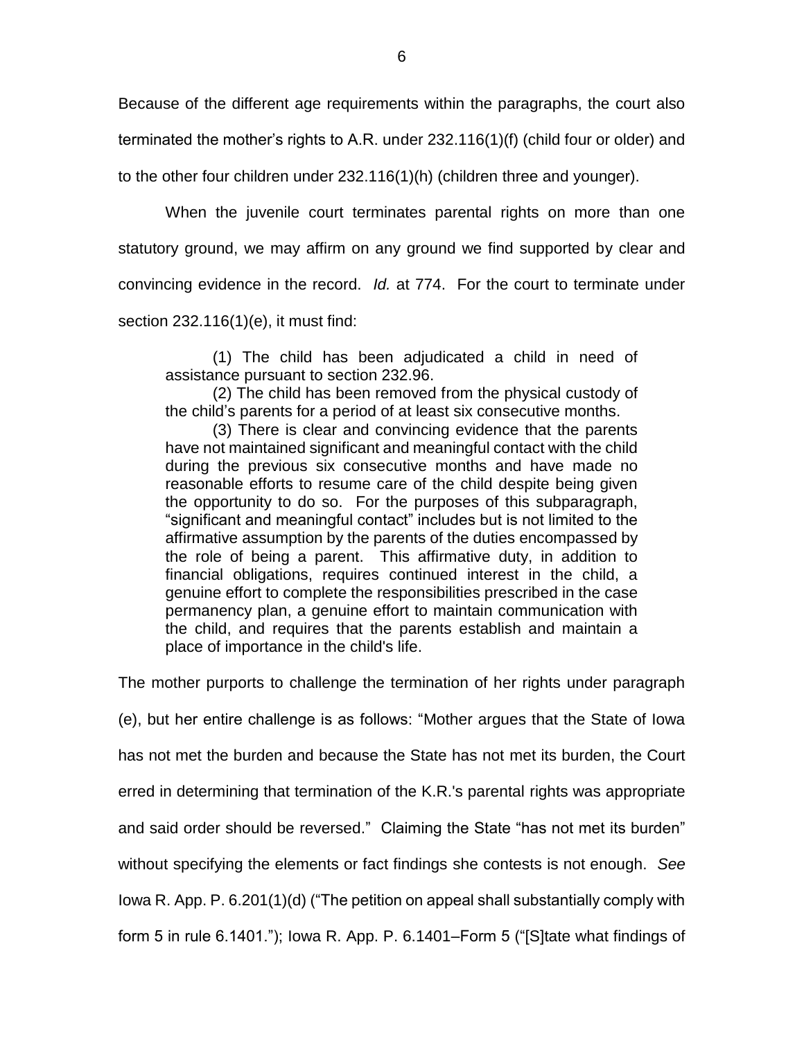Because of the different age requirements within the paragraphs, the court also terminated the mother's rights to A.R. under 232.116(1)(f) (child four or older) and to the other four children under 232.116(1)(h) (children three and younger).

When the juvenile court terminates parental rights on more than one statutory ground, we may affirm on any ground we find supported by clear and convincing evidence in the record. *Id.* at 774. For the court to terminate under section 232.116(1)(e), it must find:

> (1) The child has been adjudicated a child in need of assistance pursuant to section 232.96.
>
> (2) The child has been removed from the physical custody of the child's parents for a period of at least six consecutive months.
>
> (3) There is clear and convincing evidence that the parents have not maintained significant and meaningful contact with the child during the previous six consecutive months and have made no reasonable efforts to resume care of the child despite being given the opportunity to do so. For the purposes of this subparagraph, "significant and meaningful contact" includes but is not limited to the affirmative assumption by the parents of the duties encompassed by the role of being a parent. This affirmative duty, in addition to financial obligations, requires continued interest in the child, a genuine effort to complete the responsibilities prescribed in the case permanency plan, a genuine effort to maintain communication with the child, and requires that the parents establish and maintain a place of importance in the child's life.

The mother purports to challenge the termination of her rights under paragraph (e), but her entire challenge is as follows: "Mother argues that the State of Iowa has not met the burden and because the State has not met its burden, the Court erred in determining that termination of the K.R.'s parental rights was appropriate and said order should be reversed." Claiming the State "has not met its burden" without specifying the elements or fact findings she contests is not enough. *See* Iowa R. App. P. 6.201(1)(d) ("The petition on appeal shall substantially comply with form 5 in rule 6.1401."); Iowa R. App. P. 6.1401–Form 5 ("[S]tate what findings of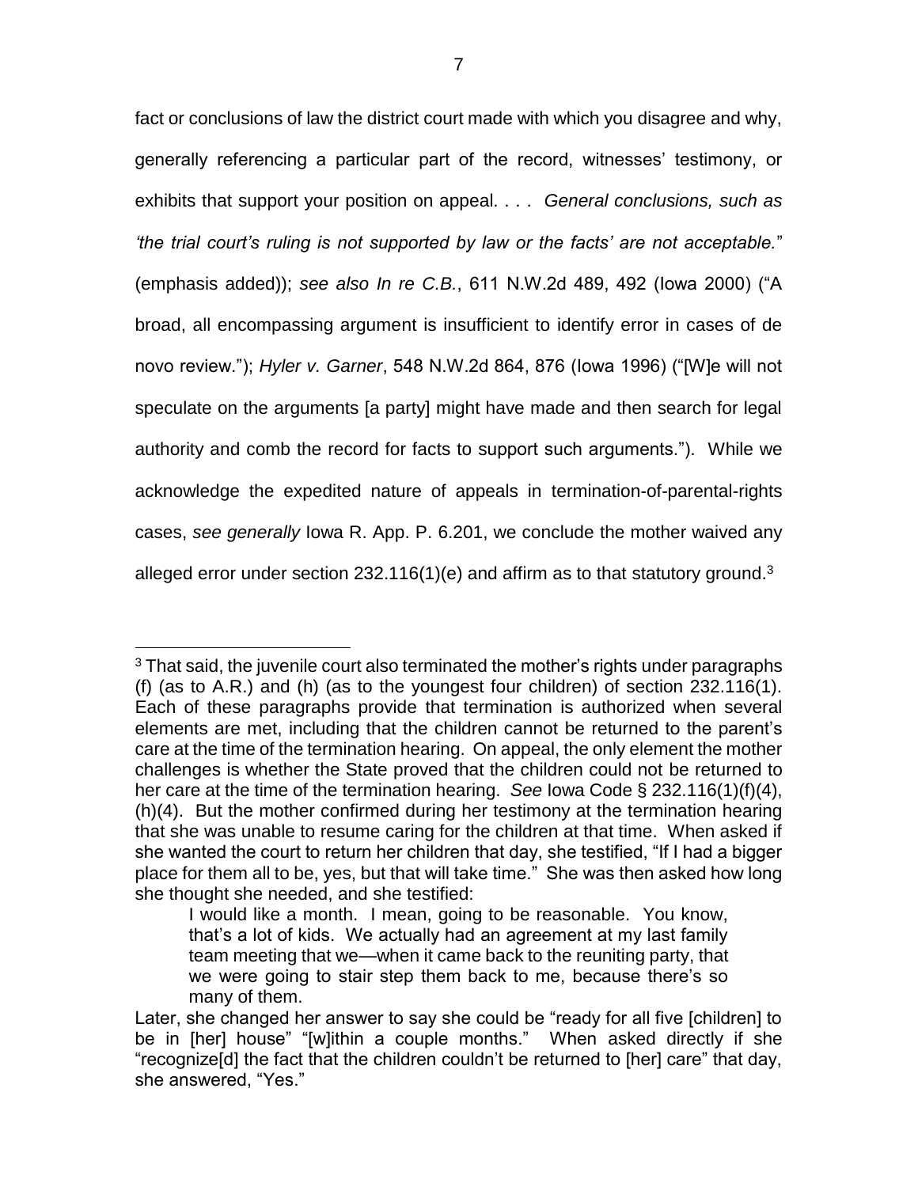fact or conclusions of law the district court made with which you disagree and why, generally referencing a particular part of the record, witnesses' testimony, or exhibits that support your position on appeal. . . . *General conclusions, such as 'the trial court's ruling is not supported by law or the facts' are not acceptable.*" (emphasis added)); *see also In re C.B.*, 611 N.W.2d 489, 492 (Iowa 2000) ("A broad, all encompassing argument is insufficient to identify error in cases of de novo review."); *Hyler v. Garner*, 548 N.W.2d 864, 876 (Iowa 1996) ("[W]e will not speculate on the arguments [a party] might have made and then search for legal authority and comb the record for facts to support such arguments."). While we acknowledge the expedited nature of appeals in termination-of-parental-rights cases, *see generally* Iowa R. App. P. 6.201, we conclude the mother waived any alleged error under section 232.116(1)(e) and affirm as to that statutory ground.[3]

---

[3] That said, the juvenile court also terminated the mother's rights under paragraphs (f) (as to A.R.) and (h) (as to the youngest four children) of section 232.116(1). Each of these paragraphs provide that termination is authorized when several elements are met, including that the children cannot be returned to the parent's care at the time of the termination hearing. On appeal, the only element the mother challenges is whether the State proved that the children could not be returned to her care at the time of the termination hearing. *See* Iowa Code § 232.116(1)(f)(4), (h)(4). But the mother confirmed during her testimony at the termination hearing that she was unable to resume caring for the children at that time. When asked if she wanted the court to return her children that day, she testified, "If I had a bigger place for them all to be, yes, but that will take time." She was then asked how long she thought she needed, and she testified:

> I would like a month. I mean, going to be reasonable. You know, that's a lot of kids. We actually had an agreement at my last family team meeting that we—when it came back to the reuniting party, that we were going to stair step them back to me, because there's so many of them.

Later, she changed her answer to say she could be "ready for all five [children] to be in [her] house" "[w]ithin a couple months." When asked directly if she "recognize[d] the fact that the children couldn't be returned to [her] care" that day, she answered, "Yes."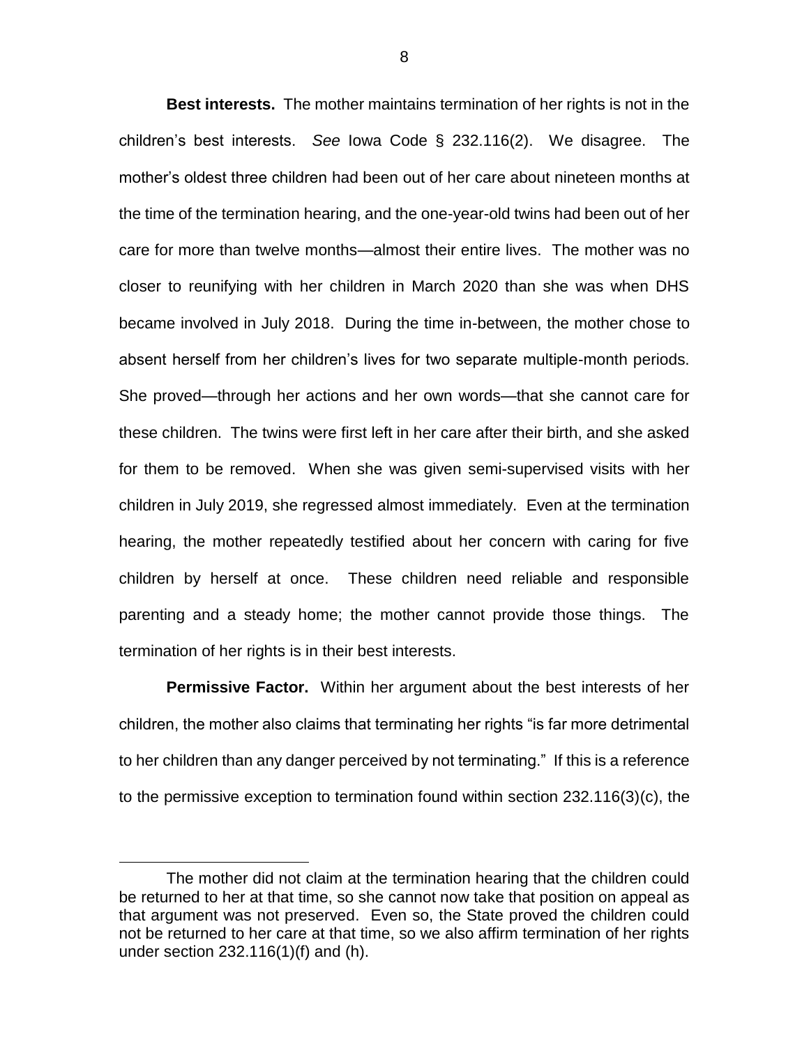**Best interests.** The mother maintains termination of her rights is not in the children's best interests. *See* Iowa Code § 232.116(2). We disagree. The mother's oldest three children had been out of her care about nineteen months at the time of the termination hearing, and the one-year-old twins had been out of her care for more than twelve months—almost their entire lives. The mother was no closer to reunifying with her children in March 2020 than she was when DHS became involved in July 2018. During the time in-between, the mother chose to absent herself from her children's lives for two separate multiple-month periods. She proved—through her actions and her own words—that she cannot care for these children. The twins were first left in her care after their birth, and she asked for them to be removed. When she was given semi-supervised visits with her children in July 2019, she regressed almost immediately. Even at the termination hearing, the mother repeatedly testified about her concern with caring for five children by herself at once. These children need reliable and responsible parenting and a steady home; the mother cannot provide those things. The termination of her rights is in their best interests.

**Permissive Factor.** Within her argument about the best interests of her children, the mother also claims that terminating her rights "is far more detrimental to her children than any danger perceived by not terminating." If this is a reference to the permissive exception to termination found within section 232.116(3)(c), the

---

The mother did not claim at the termination hearing that the children could be returned to her at that time, so she cannot now take that position on appeal as that argument was not preserved. Even so, the State proved the children could not be returned to her care at that time, so we also affirm termination of her rights under section 232.116(1)(f) and (h).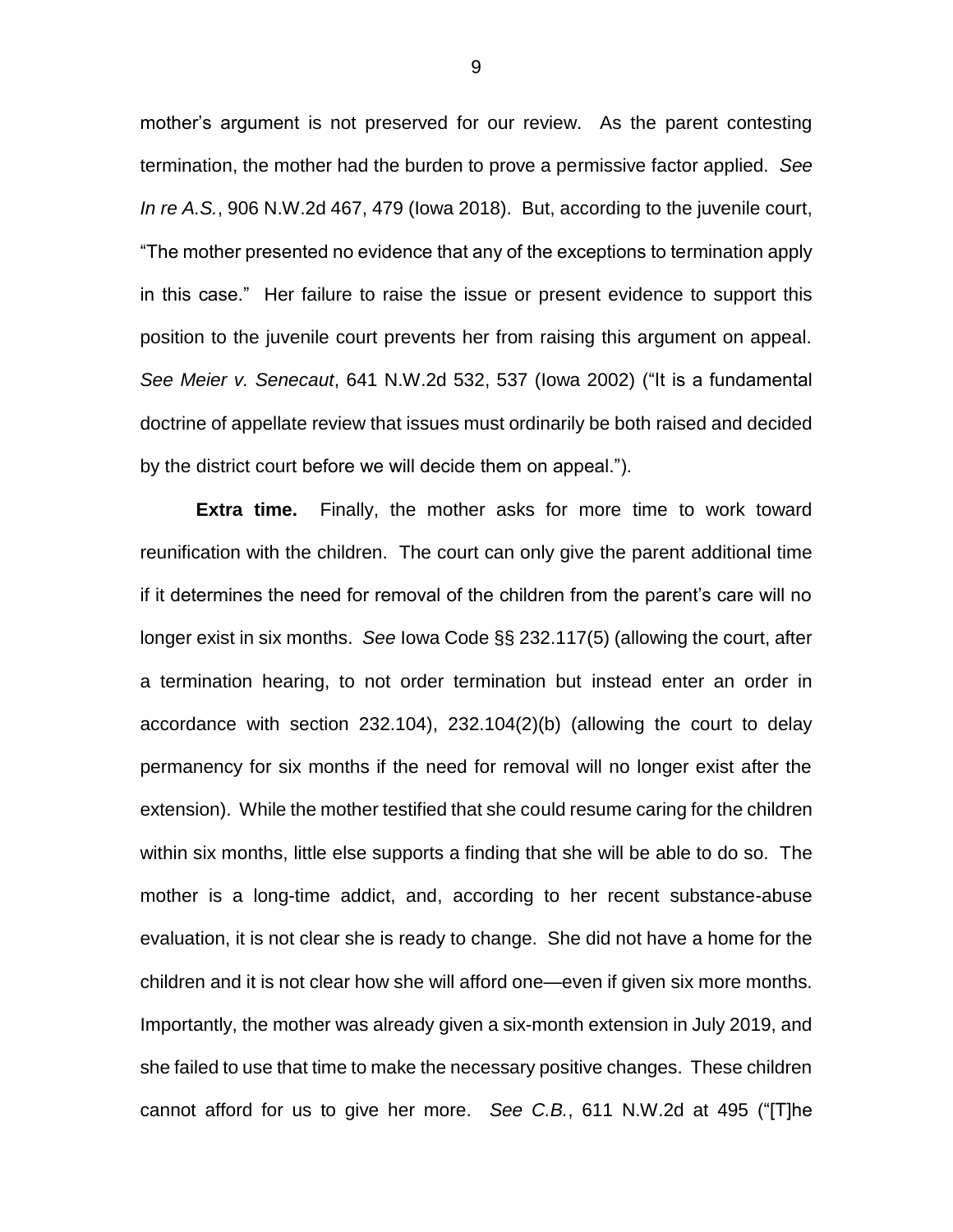mother's argument is not preserved for our review. As the parent contesting termination, the mother had the burden to prove a permissive factor applied. *See In re A.S.*, 906 N.W.2d 467, 479 (Iowa 2018). But, according to the juvenile court, "The mother presented no evidence that any of the exceptions to termination apply in this case." Her failure to raise the issue or present evidence to support this position to the juvenile court prevents her from raising this argument on appeal. *See Meier v. Senecaut*, 641 N.W.2d 532, 537 (Iowa 2002) ("It is a fundamental doctrine of appellate review that issues must ordinarily be both raised and decided by the district court before we will decide them on appeal.").

**Extra time.** Finally, the mother asks for more time to work toward reunification with the children. The court can only give the parent additional time if it determines the need for removal of the children from the parent's care will no longer exist in six months. *See* Iowa Code §§ 232.117(5) (allowing the court, after a termination hearing, to not order termination but instead enter an order in accordance with section 232.104), 232.104(2)(b) (allowing the court to delay permanency for six months if the need for removal will no longer exist after the extension). While the mother testified that she could resume caring for the children within six months, little else supports a finding that she will be able to do so. The mother is a long-time addict, and, according to her recent substance-abuse evaluation, it is not clear she is ready to change. She did not have a home for the children and it is not clear how she will afford one—even if given six more months. Importantly, the mother was already given a six-month extension in July 2019, and she failed to use that time to make the necessary positive changes. These children cannot afford for us to give her more. *See C.B.*, 611 N.W.2d at 495 ("[T]he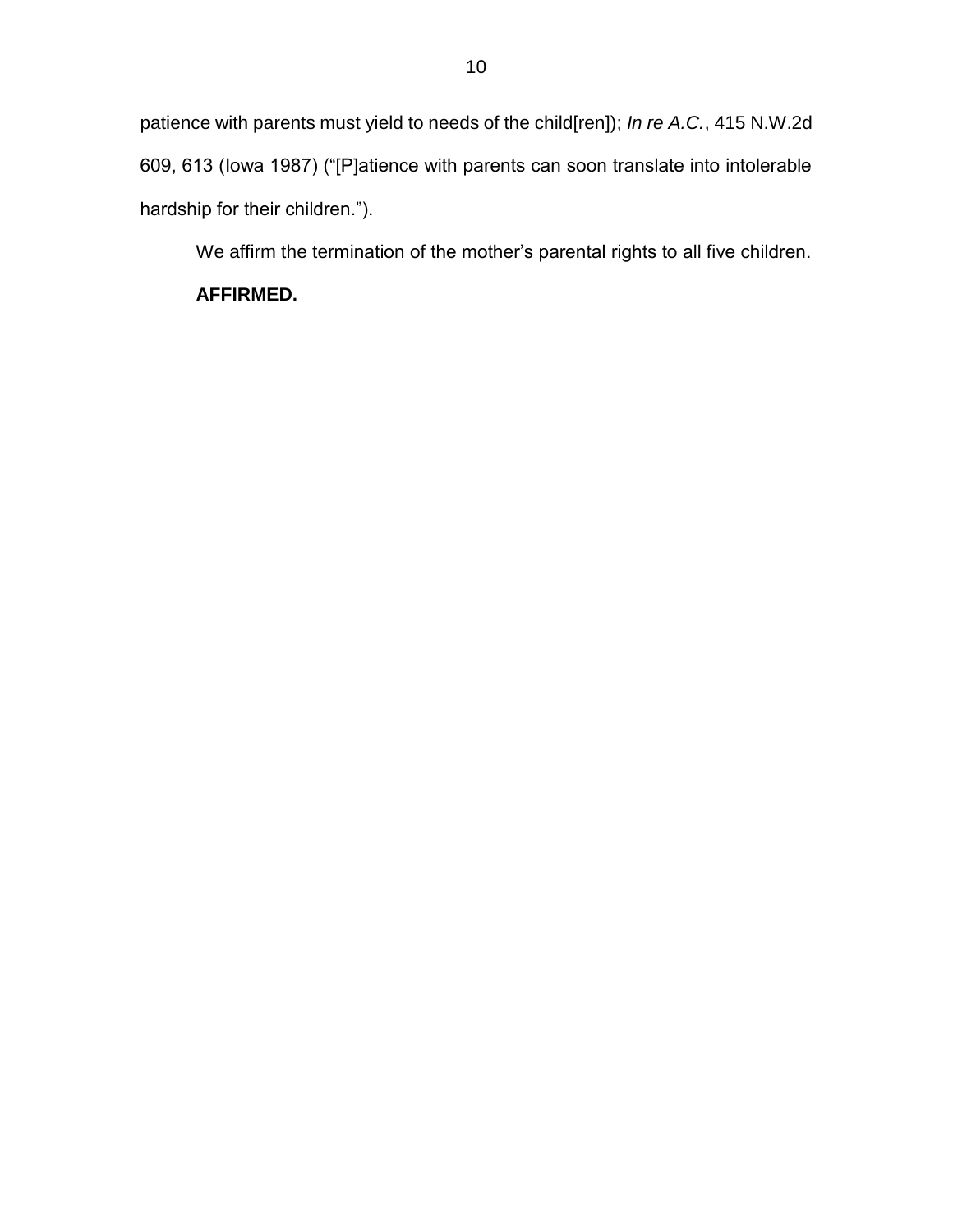patience with parents must yield to needs of the child[ren]); *In re A.C.*, 415 N.W.2d 609, 613 (Iowa 1987) ("[P]atience with parents can soon translate into intolerable hardship for their children.").

We affirm the termination of the mother's parental rights to all five children.

**AFFIRMED.**